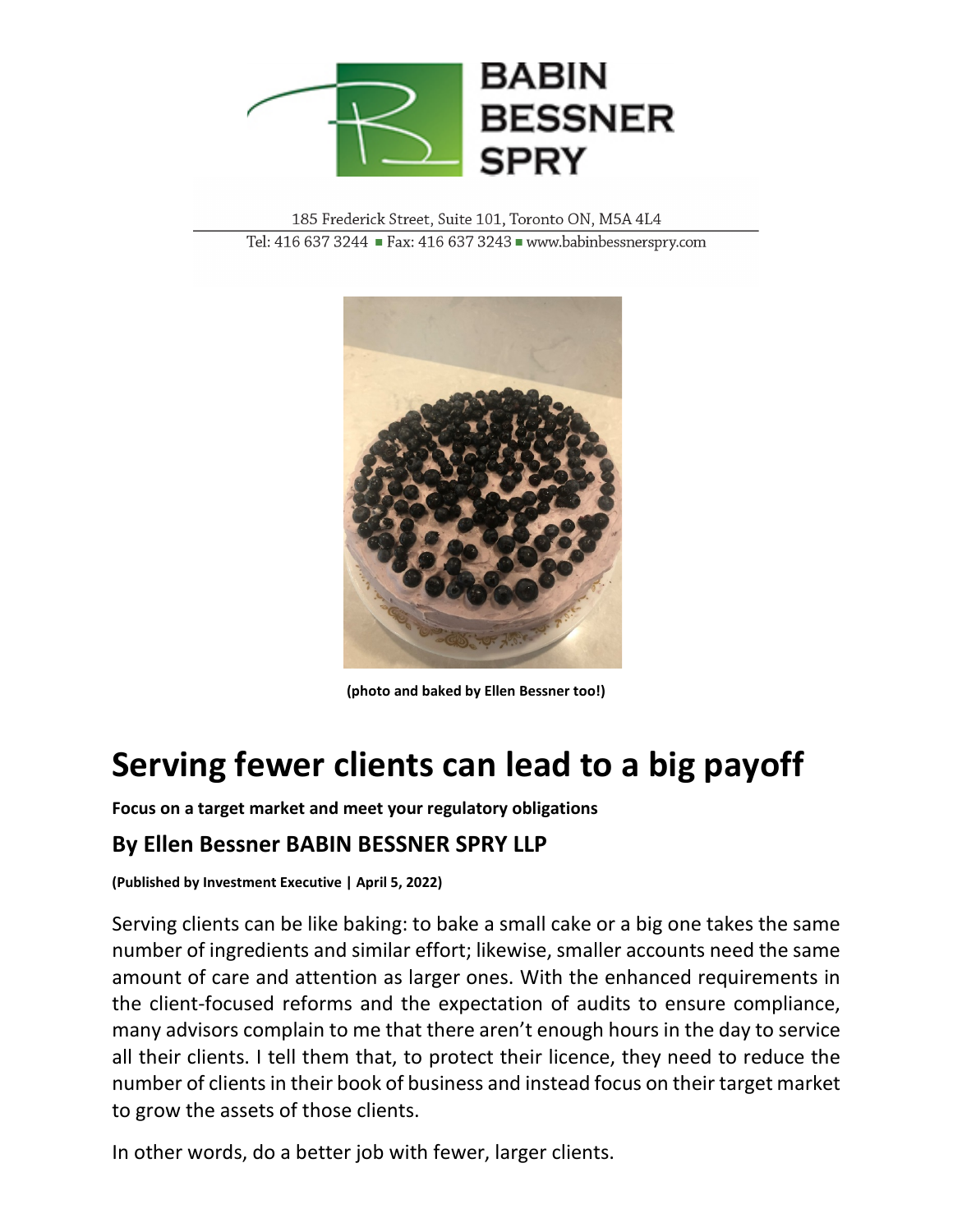BABIN BESSNER SPRY

185 Frederick Street, Suite 101, Toronto ON, M5A 4L4

Tel: 416 637 3244 ▪ Fax: 416 637 3243 ▪ www.babinbessnerspry.com

**(photo and baked by Ellen Bessner too!)**

# Serving fewer clients can lead to a big payoff

**Focus on a target market and meet your regulatory obligations**

## By Ellen Bessner BABIN BESSNER SPRY LLP

**(Published by Investment Executive | April 5, 2022)**

Serving clients can be like baking: to bake a small cake or a big one takes the same number of ingredients and similar effort; likewise, smaller accounts need the same amount of care and attention as larger ones. With the enhanced requirements in the client-focused reforms and the expectation of audits to ensure compliance, many advisors complain to me that there aren't enough hours in the day to service all their clients. I tell them that, to protect their licence, they need to reduce the number of clients in their book of business and instead focus on their target market to grow the assets of those clients.

In other words, do a better job with fewer, larger clients.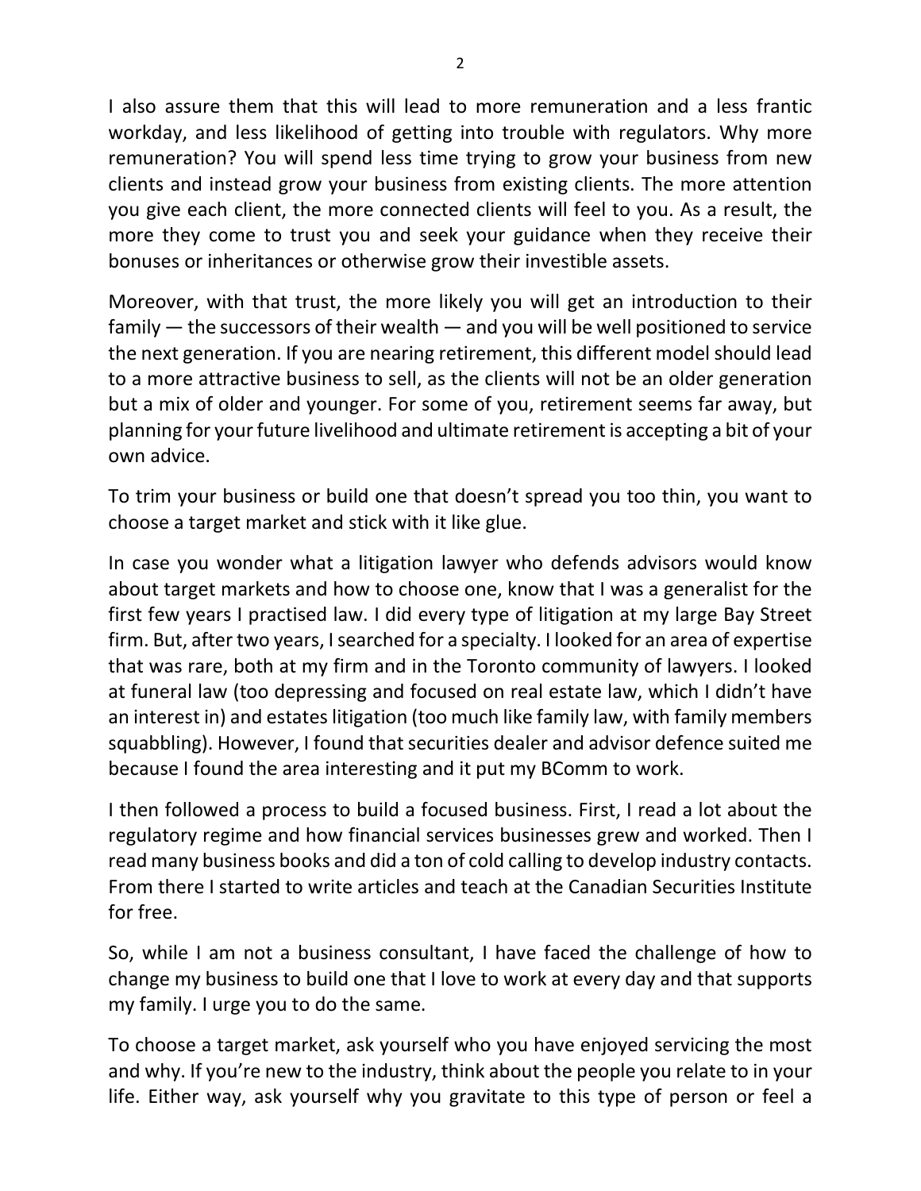I also assure them that this will lead to more remuneration and a less frantic workday, and less likelihood of getting into trouble with regulators. Why more remuneration? You will spend less time trying to grow your business from new clients and instead grow your business from existing clients. The more attention you give each client, the more connected clients will feel to you. As a result, the more they come to trust you and seek your guidance when they receive their bonuses or inheritances or otherwise grow their investible assets.

Moreover, with that trust, the more likely you will get an introduction to their family — the successors of their wealth — and you will be well positioned to service the next generation. If you are nearing retirement, this different model should lead to a more attractive business to sell, as the clients will not be an older generation but a mix of older and younger. For some of you, retirement seems far away, but planning for your future livelihood and ultimate retirement is accepting a bit of your own advice.

To trim your business or build one that doesn't spread you too thin, you want to choose a target market and stick with it like glue.

In case you wonder what a litigation lawyer who defends advisors would know about target markets and how to choose one, know that I was a generalist for the first few years I practised law. I did every type of litigation at my large Bay Street firm. But, after two years, I searched for a specialty. I looked for an area of expertise that was rare, both at my firm and in the Toronto community of lawyers. I looked at funeral law (too depressing and focused on real estate law, which I didn't have an interest in) and estates litigation (too much like family law, with family members squabbling). However, I found that securities dealer and advisor defence suited me because I found the area interesting and it put my BComm to work.

I then followed a process to build a focused business. First, I read a lot about the regulatory regime and how financial services businesses grew and worked. Then I read many business books and did a ton of cold calling to develop industry contacts. From there I started to write articles and teach at the Canadian Securities Institute for free.

So, while I am not a business consultant, I have faced the challenge of how to change my business to build one that I love to work at every day and that supports my family. I urge you to do the same.

To choose a target market, ask yourself who you have enjoyed servicing the most and why. If you're new to the industry, think about the people you relate to in your life. Either way, ask yourself why you gravitate to this type of person or feel a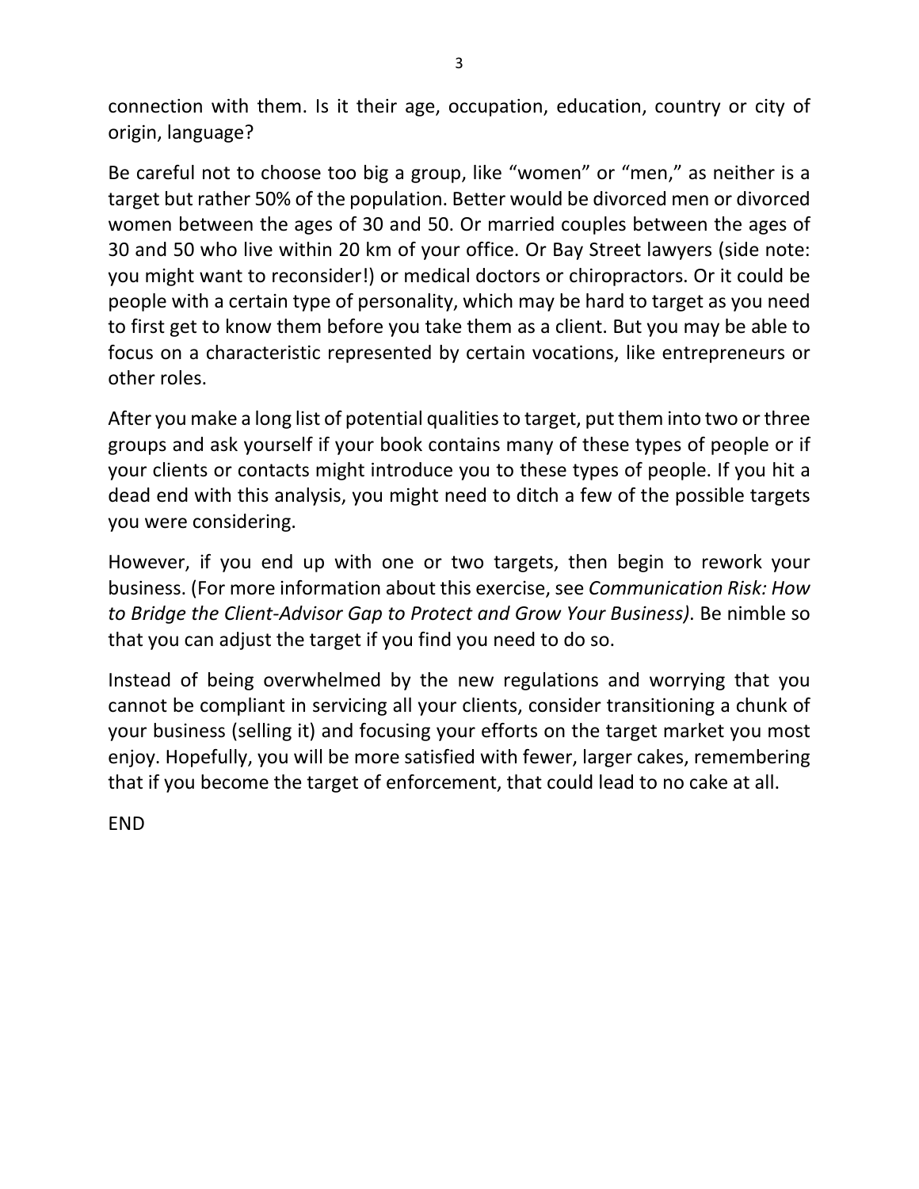connection with them. Is it their age, occupation, education, country or city of origin, language?

Be careful not to choose too big a group, like "women" or "men," as neither is a target but rather 50% of the population. Better would be divorced men or divorced women between the ages of 30 and 50. Or married couples between the ages of 30 and 50 who live within 20 km of your office. Or Bay Street lawyers (side note: you might want to reconsider!) or medical doctors or chiropractors. Or it could be people with a certain type of personality, which may be hard to target as you need to first get to know them before you take them as a client. But you may be able to focus on a characteristic represented by certain vocations, like entrepreneurs or other roles.

After you make a long list of potential qualities to target, put them into two or three groups and ask yourself if your book contains many of these types of people or if your clients or contacts might introduce you to these types of people. If you hit a dead end with this analysis, you might need to ditch a few of the possible targets you were considering.

However, if you end up with one or two targets, then begin to rework your business. (For more information about this exercise, see *Communication Risk: How to Bridge the Client-Advisor Gap to Protect and Grow Your Business)*. Be nimble so that you can adjust the target if you find you need to do so.

Instead of being overwhelmed by the new regulations and worrying that you cannot be compliant in servicing all your clients, consider transitioning a chunk of your business (selling it) and focusing your efforts on the target market you most enjoy. Hopefully, you will be more satisfied with fewer, larger cakes, remembering that if you become the target of enforcement, that could lead to no cake at all.

END